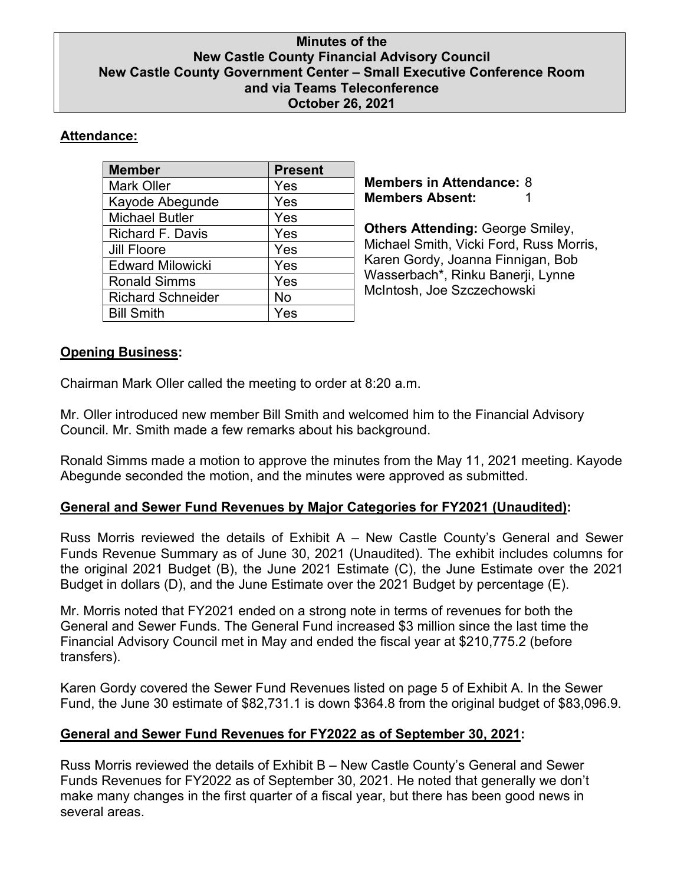# Minutes of the New Castle County Financial Advisory Council
## New Castle County Government Center – Small Executive Conference Room and via Teams Teleconference
## October 26, 2021

**Attendance:**

| Member | Present |
|---|---|
| Mark Oller | Yes |
| Kayode Abegunde | Yes |
| Michael Butler | Yes |
| Richard F. Davis | Yes |
| Jill Floore | Yes |
| Edward Milowicki | Yes |
| Ronald Simms | Yes |
| Richard Schneider | No |
| Bill Smith | Yes |

**Members in Attendance:** 8
**Members Absent:** 1

**Others Attending:** George Smiley, Michael Smith, Vicki Ford, Russ Morris, Karen Gordy, Joanna Finnigan, Bob Wasserbach*, Rinku Banerji, Lynne McIntosh, Joe Szczechowski

**Opening Business:**

Chairman Mark Oller called the meeting to order at 8:20 a.m.

Mr. Oller introduced new member Bill Smith and welcomed him to the Financial Advisory Council. Mr. Smith made a few remarks about his background.

Ronald Simms made a motion to approve the minutes from the May 11, 2021 meeting. Kayode Abegunde seconded the motion, and the minutes were approved as submitted.

**General and Sewer Fund Revenues by Major Categories for FY2021 (Unaudited):**

Russ Morris reviewed the details of Exhibit A – New Castle County's General and Sewer Funds Revenue Summary as of June 30, 2021 (Unaudited). The exhibit includes columns for the original 2021 Budget (B), the June 2021 Estimate (C), the June Estimate over the 2021 Budget in dollars (D), and the June Estimate over the 2021 Budget by percentage (E).

Mr. Morris noted that FY2021 ended on a strong note in terms of revenues for both the General and Sewer Funds. The General Fund increased $3 million since the last time the Financial Advisory Council met in May and ended the fiscal year at $210,775.2 (before transfers).

Karen Gordy covered the Sewer Fund Revenues listed on page 5 of Exhibit A. In the Sewer Fund, the June 30 estimate of $82,731.1 is down $364.8 from the original budget of $83,096.9.

**General and Sewer Fund Revenues for FY2022 as of September 30, 2021:**

Russ Morris reviewed the details of Exhibit B – New Castle County's General and Sewer Funds Revenues for FY2022 as of September 30, 2021. He noted that generally we don't make many changes in the first quarter of a fiscal year, but there has been good news in several areas.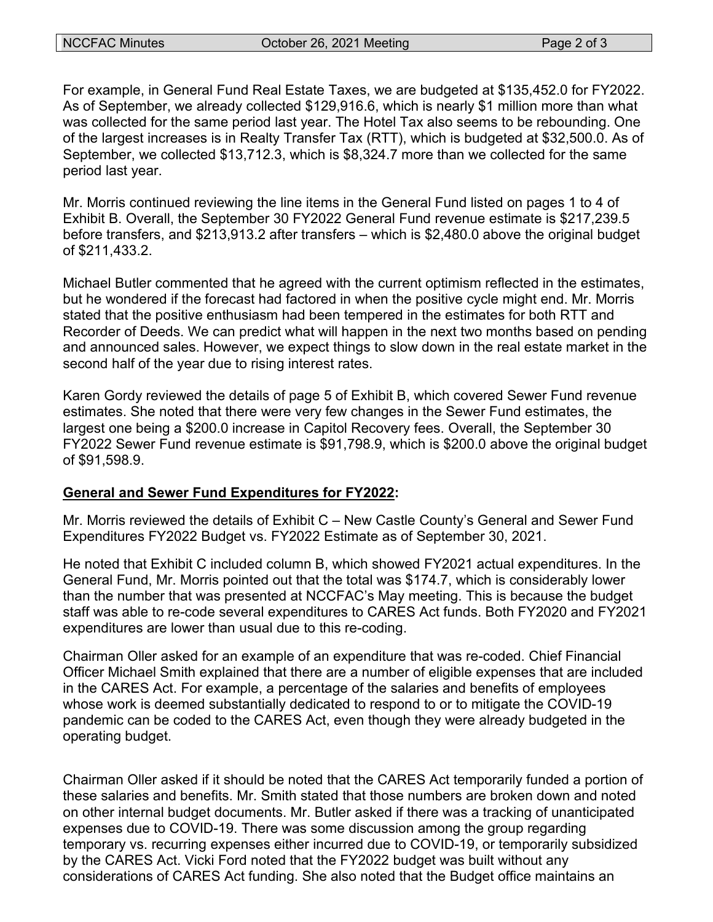For example, in General Fund Real Estate Taxes, we are budgeted at $135,452.0 for FY2022. As of September, we already collected $129,916.6, which is nearly $1 million more than what was collected for the same period last year. The Hotel Tax also seems to be rebounding. One of the largest increases is in Realty Transfer Tax (RTT), which is budgeted at $32,500.0. As of September, we collected $13,712.3, which is $8,324.7 more than we collected for the same period last year.

Mr. Morris continued reviewing the line items in the General Fund listed on pages 1 to 4 of Exhibit B. Overall, the September 30 FY2022 General Fund revenue estimate is $217,239.5 before transfers, and $213,913.2 after transfers – which is $2,480.0 above the original budget of $211,433.2.

Michael Butler commented that he agreed with the current optimism reflected in the estimates, but he wondered if the forecast had factored in when the positive cycle might end. Mr. Morris stated that the positive enthusiasm had been tempered in the estimates for both RTT and Recorder of Deeds. We can predict what will happen in the next two months based on pending and announced sales. However, we expect things to slow down in the real estate market in the second half of the year due to rising interest rates.

Karen Gordy reviewed the details of page 5 of Exhibit B, which covered Sewer Fund revenue estimates. She noted that there were very few changes in the Sewer Fund estimates, the largest one being a $200.0 increase in Capitol Recovery fees. Overall, the September 30 FY2022 Sewer Fund revenue estimate is $91,798.9, which is $200.0 above the original budget of $91,598.9.

**General and Sewer Fund Expenditures for FY2022:**

Mr. Morris reviewed the details of Exhibit C – New Castle County's General and Sewer Fund Expenditures FY2022 Budget vs. FY2022 Estimate as of September 30, 2021.

He noted that Exhibit C included column B, which showed FY2021 actual expenditures. In the General Fund, Mr. Morris pointed out that the total was $174.7, which is considerably lower than the number that was presented at NCCFAC's May meeting. This is because the budget staff was able to re-code several expenditures to CARES Act funds. Both FY2020 and FY2021 expenditures are lower than usual due to this re-coding.

Chairman Oller asked for an example of an expenditure that was re-coded. Chief Financial Officer Michael Smith explained that there are a number of eligible expenses that are included in the CARES Act. For example, a percentage of the salaries and benefits of employees whose work is deemed substantially dedicated to respond to or to mitigate the COVID-19 pandemic can be coded to the CARES Act, even though they were already budgeted in the operating budget.

Chairman Oller asked if it should be noted that the CARES Act temporarily funded a portion of these salaries and benefits. Mr. Smith stated that those numbers are broken down and noted on other internal budget documents. Mr. Butler asked if there was a tracking of unanticipated expenses due to COVID-19. There was some discussion among the group regarding temporary vs. recurring expenses either incurred due to COVID-19, or temporarily subsidized by the CARES Act. Vicki Ford noted that the FY2022 budget was built without any considerations of CARES Act funding. She also noted that the Budget office maintains an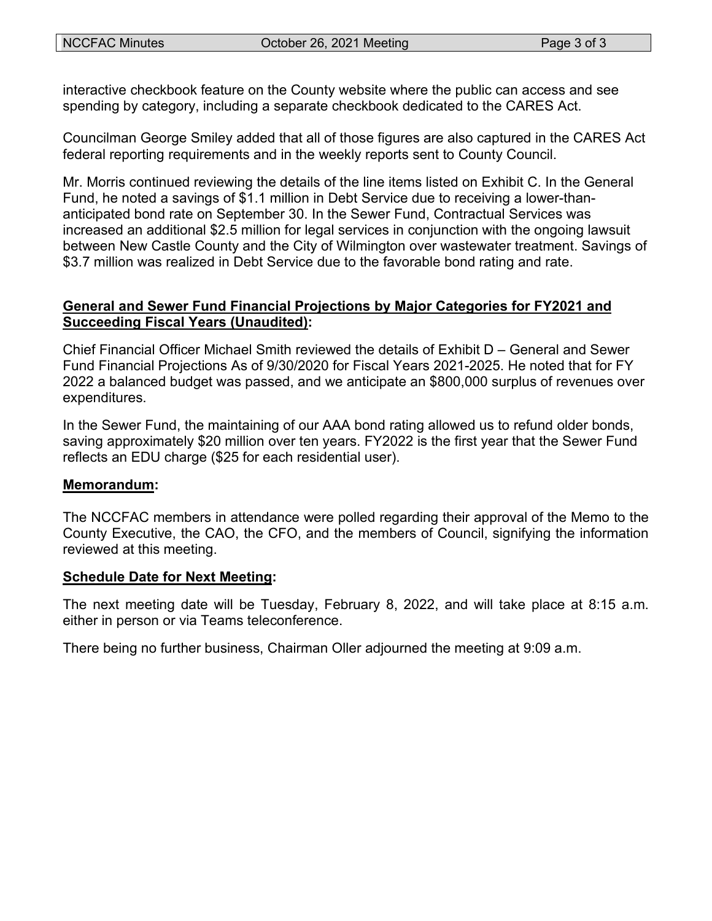interactive checkbook feature on the County website where the public can access and see spending by category, including a separate checkbook dedicated to the CARES Act.

Councilman George Smiley added that all of those figures are also captured in the CARES Act federal reporting requirements and in the weekly reports sent to County Council.

Mr. Morris continued reviewing the details of the line items listed on Exhibit C. In the General Fund, he noted a savings of $1.1 million in Debt Service due to receiving a lower-than-anticipated bond rate on September 30. In the Sewer Fund, Contractual Services was increased an additional $2.5 million for legal services in conjunction with the ongoing lawsuit between New Castle County and the City of Wilmington over wastewater treatment. Savings of $3.7 million was realized in Debt Service due to the favorable bond rating and rate.

**General and Sewer Fund Financial Projections by Major Categories for FY2021 and Succeeding Fiscal Years (Unaudited):**

Chief Financial Officer Michael Smith reviewed the details of Exhibit D – General and Sewer Fund Financial Projections As of 9/30/2020 for Fiscal Years 2021-2025. He noted that for FY 2022 a balanced budget was passed, and we anticipate an $800,000 surplus of revenues over expenditures.

In the Sewer Fund, the maintaining of our AAA bond rating allowed us to refund older bonds, saving approximately $20 million over ten years. FY2022 is the first year that the Sewer Fund reflects an EDU charge ($25 for each residential user).

**Memorandum:**

The NCCFAC members in attendance were polled regarding their approval of the Memo to the County Executive, the CAO, the CFO, and the members of Council, signifying the information reviewed at this meeting.

**Schedule Date for Next Meeting:**

The next meeting date will be Tuesday, February 8, 2022, and will take place at 8:15 a.m. either in person or via Teams teleconference.

There being no further business, Chairman Oller adjourned the meeting at 9:09 a.m.